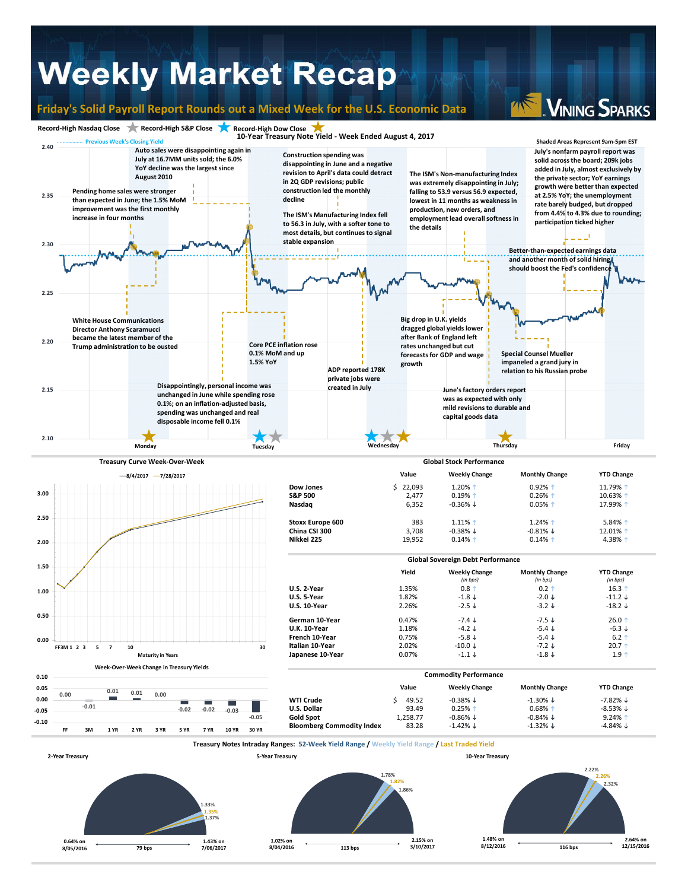# Weekly Market Recap

## Friday's Solid Payroll Report Rounds out a Mixed Week for the U.S. Economic Data

VINING SPARKS

Record-High Nasdaq Close ★ Record-High S&P Close ★ Record-High Dow Close ★

### 10-Year Treasury Note Yield - Week Ended August 4, 2017

Previous Week's Closing Yield

Shaded Areas Represent 9am-5pm EST

- Pending home sales were stronger than expected in June; the 1.5% MoM improvement was the first monthly increase in four months
- Auto sales were disappointing again in July at 16.7MM units sold; the 6.0% YoY decline was the largest since August 2010
- White House Communications Director Anthony Scaramucci became the latest member of the Trump administration to be ousted
- Disappointingly, personal income was unchanged in June while spending rose 0.1%; on an inflation-adjusted basis, spending was unchanged and real disposable income fell 0.1%
- Core PCE inflation rose 0.1% MoM and up 1.5% YoY
- Construction spending was disappointing in June and a negative revision to April's data could detract in 2Q GDP revisions; public construction led the monthly decline
- The ISM's Manufacturing Index fell to 56.3 in July, with a softer tone to most details, but continues to signal stable expansion
- ADP reported 178K private jobs were created in July
- The ISM's Non-manufacturing Index was extremely disappointing in July; falling to 53.9 versus 56.9 expected, lowest in 11 months as weakness in production, new orders, and employment lead overall softness in the details
- Big drop in U.K. yields dragged global yields lower after Bank of England left rates unchanged but cut forecasts for GDP and wage growth
- June's factory orders report was as expected with only mild revisions to durable and capital goods data
- Special Counsel Mueller impaneled a grand jury in his Russian probe
- July's nonfarm payroll report was solid across the board; 209k jobs added in July, almost exclusively by the private sector; YoY earnings growth were better than expected at 2.5% YoY; the unemployment rate barely budged, but dropped from 4.4% to 4.3% due to rounding; participation ticked higher
- Better-than-expected earnings data and another month of solid hiring should boost the Fed's confidence

Monday | Tuesday | Wednesday | Thursday | Friday

### Treasury Curve Week-Over-Week

—8/4/2017 —7/28/2017

Maturity in Years: FF 3M 1 2 3 5 7 10 30

### Week-Over-Week Change in Treasury Yields

| FF | 3M | 1 YR | 2 YR | 3 YR | 5 YR | 7 YR | 10 YR | 30 YR |
|---|---|---|---|---|---|---|---|---|
| 0.00 | -0.01 | 0.01 | 0.01 | 0.00 | -0.02 | -0.02 | -0.03 | -0.05 |

### Global Stock Performance

| | Value | Weekly Change | Monthly Change | YTD Change |
|---|---|---|---|---|
| Dow Jones | $ 22,093 | 1.20% ↑ | 0.92% ↑ | 11.79% ↑ |
| S&P 500 | 2,477 | 0.19% ↑ | 0.26% ↑ | 10.63% ↑ |
| Nasdaq | 6,352 | -0.36% ↓ | 0.05% ↑ | 17.99% ↑ |
| Stoxx Europe 600 | 383 | 1.11% ↑ | 1.24% ↑ | 5.84% ↑ |
| China CSI 300 | 3,708 | -0.38% ↓ | -0.81% ↓ | 12.01% ↑ |
| Nikkei 225 | 19,952 | 0.14% ↑ | 0.14% ↑ | 4.38% ↑ |

### Global Sovereign Debt Performance

| | Yield | Weekly Change (in bps) | Monthly Change (in bps) | YTD Change (in bps) |
|---|---|---|---|---|
| U.S. 2-Year | 1.35% | 0.8 ↑ | 0.2 ↑ | 16.3 ↑ |
| U.S. 5-Year | 1.82% | -1.8 ↓ | -2.0 ↓ | -11.2 ↓ |
| U.S. 10-Year | 2.26% | -2.5 ↓ | -3.2 ↓ | -18.2 ↓ |
| German 10-Year | 0.47% | -7.4 ↓ | -7.5 ↓ | 26.0 ↑ |
| U.K. 10-Year | 1.18% | -4.2 ↓ | -5.4 ↓ | -6.3 ↓ |
| French 10-Year | 0.75% | -5.8 ↓ | -5.4 ↓ | 6.2 ↑ |
| Italian 10-Year | 2.02% | -10.0 ↓ | -7.2 ↓ | 20.7 ↑ |
| Japanese 10-Year | 0.07% | -1.1 ↓ | -1.8 ↓ | 1.9 ↑ |

### Commodity Performance

| | Value | Weekly Change | Monthly Change | YTD Change |
|---|---|---|---|---|
| WTI Crude | $ 49.52 | -0.38% ↓ | -1.30% ↓ | -7.82% ↓ |
| U.S. Dollar | 93.49 | 0.25% ↑ | 0.68% ↑ | -8.53% ↓ |
| Gold Spot | 1,258.77 | -0.86% ↓ | -0.84% ↓ | 9.24% ↑ |
| Bloomberg Commodity Index | 83.28 | -1.42% ↓ | -1.32% ↓ | -4.84% ↓ |

### Treasury Notes Intraday Ranges: 52-Week Yield Range / Weekly Yield Range / Last Traded Yield

**2-Year Treasury**: Weekly range 1.33% – 1.37%; last traded 1.35%. 52-week range: 0.64% on 8/05/2016 to 1.43% on 7/06/2017 (79 bps)

**5-Year Treasury**: Weekly range 1.78% – 1.86%; last traded 1.82%. 52-week range: 1.02% on 8/04/2016 to 2.15% on 3/10/2017 (113 bps)

**10-Year Treasury**: Weekly range 2.22% – 2.32%; last traded 2.26%. 52-week range: 1.48% on 8/12/2016 to 2.64% on 12/15/2016 (116 bps)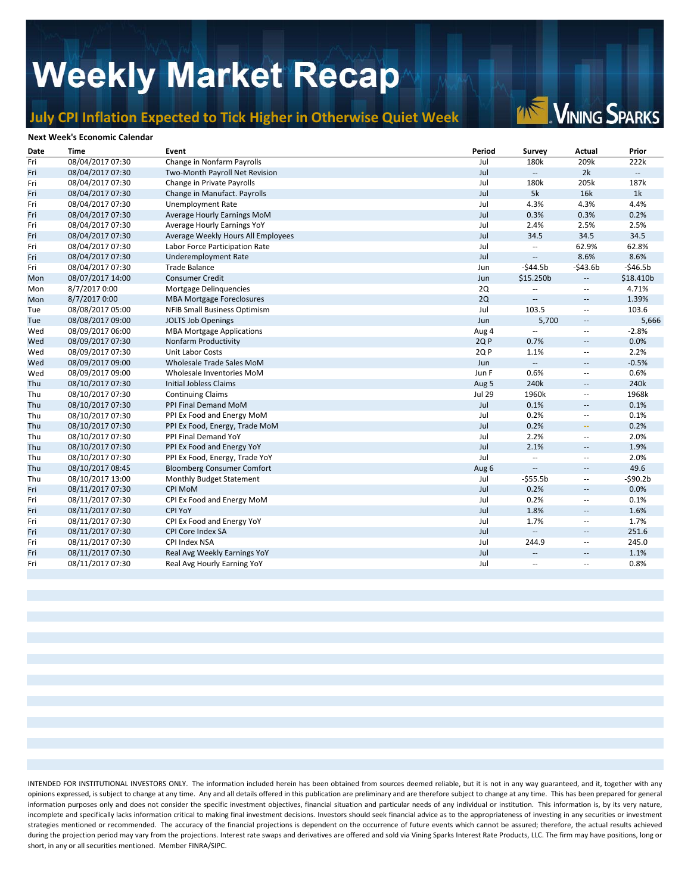# Weekly Market Recap

## July CPI Inflation Expected to Tick Higher in Otherwise Quiet Week

**Next Week's Economic Calendar**

| Date | Time | Event | Period | Survey | Actual | Prior |
|---|---|---|---|---|---|---|
| Fri | 08/04/2017 07:30 | Change in Nonfarm Payrolls | Jul | 180k | 209k | 222k |
| Fri | 08/04/2017 07:30 | Two-Month Payroll Net Revision | Jul | -- | 2k | -- |
| Fri | 08/04/2017 07:30 | Change in Private Payrolls | Jul | 180k | 205k | 187k |
| Fri | 08/04/2017 07:30 | Change in Manufact. Payrolls | Jul | 5k | 16k | 1k |
| Fri | 08/04/2017 07:30 | Unemployment Rate | Jul | 4.3% | 4.3% | 4.4% |
| Fri | 08/04/2017 07:30 | Average Hourly Earnings MoM | Jul | 0.3% | 0.3% | 0.2% |
| Fri | 08/04/2017 07:30 | Average Hourly Earnings YoY | Jul | 2.4% | 2.5% | 2.5% |
| Fri | 08/04/2017 07:30 | Average Weekly Hours All Employees | Jul | 34.5 | 34.5 | 34.5 |
| Fri | 08/04/2017 07:30 | Labor Force Participation Rate | Jul | -- | 62.9% | 62.8% |
| Fri | 08/04/2017 07:30 | Underemployment Rate | Jul | -- | 8.6% | 8.6% |
| Fri | 08/04/2017 07:30 | Trade Balance | Jun | -$44.5b | -$43.6b | -$46.5b |
| Mon | 08/07/2017 14:00 | Consumer Credit | Jun | $15.250b | -- | $18.410b |
| Mon | 8/7/2017 0:00 | Mortgage Delinquencies | 2Q | -- | -- | 4.71% |
| Mon | 8/7/2017 0:00 | MBA Mortgage Foreclosures | 2Q | -- | -- | 1.39% |
| Tue | 08/08/2017 05:00 | NFIB Small Business Optimism | Jul | 103.5 | -- | 103.6 |
| Tue | 08/08/2017 09:00 | JOLTS Job Openings | Jun | 5,700 | -- | 5,666 |
| Wed | 08/09/2017 06:00 | MBA Mortgage Applications | Aug 4 | -- | -- | -2.8% |
| Wed | 08/09/2017 07:30 | Nonfarm Productivity | 2Q P | 0.7% | -- | 0.0% |
| Wed | 08/09/2017 07:30 | Unit Labor Costs | 2Q P | 1.1% | -- | 2.2% |
| Wed | 08/09/2017 09:00 | Wholesale Trade Sales MoM | Jun | -- | -- | -0.5% |
| Wed | 08/09/2017 09:00 | Wholesale Inventories MoM | Jun F | 0.6% | -- | 0.6% |
| Thu | 08/10/2017 07:30 | Initial Jobless Claims | Aug 5 | 240k | -- | 240k |
| Thu | 08/10/2017 07:30 | Continuing Claims | Jul 29 | 1960k | -- | 1968k |
| Thu | 08/10/2017 07:30 | PPI Final Demand MoM | Jul | 0.1% | -- | 0.1% |
| Thu | 08/10/2017 07:30 | PPI Ex Food and Energy MoM | Jul | 0.2% | -- | 0.1% |
| Thu | 08/10/2017 07:30 | PPI Ex Food, Energy, Trade MoM | Jul | 0.2% | -- | 0.2% |
| Thu | 08/10/2017 07:30 | PPI Final Demand YoY | Jul | 2.2% | -- | 2.0% |
| Thu | 08/10/2017 07:30 | PPI Ex Food and Energy YoY | Jul | 2.1% | -- | 1.9% |
| Thu | 08/10/2017 07:30 | PPI Ex Food, Energy, Trade YoY | Jul | -- | -- | 2.0% |
| Thu | 08/10/2017 08:45 | Bloomberg Consumer Comfort | Aug 6 | -- | -- | 49.6 |
| Thu | 08/10/2017 13:00 | Monthly Budget Statement | Jul | -$55.5b | -- | -$90.2b |
| Fri | 08/11/2017 07:30 | CPI MoM | Jul | 0.2% | -- | 0.0% |
| Fri | 08/11/2017 07:30 | CPI Ex Food and Energy MoM | Jul | 0.2% | -- | 0.1% |
| Fri | 08/11/2017 07:30 | CPI YoY | Jul | 1.8% | -- | 1.6% |
| Fri | 08/11/2017 07:30 | CPI Ex Food and Energy YoY | Jul | 1.7% | -- | 1.7% |
| Fri | 08/11/2017 07:30 | CPI Core Index SA | Jul | -- | -- | 251.6 |
| Fri | 08/11/2017 07:30 | CPI Index NSA | Jul | 244.9 | -- | 245.0 |
| Fri | 08/11/2017 07:30 | Real Avg Weekly Earnings YoY | Jul | -- | -- | 1.1% |
| Fri | 08/11/2017 07:30 | Real Avg Hourly Earning YoY | Jul | -- | -- | 0.8% |

INTENDED FOR INSTITUTIONAL INVESTORS ONLY. The information included herein has been obtained from sources deemed reliable, but it is not in any way guaranteed, and it, together with any opinions expressed, is subject to change at any time. Any and all details offered in this publication are preliminary and are therefore subject to change at any time. This has been prepared for general information purposes only and does not consider the specific investment objectives, financial situation and particular needs of any individual or institution. This information is, by its very nature, incomplete and specifically lacks information critical to making final investment decisions. Investors should seek financial advice as to the appropriateness of investing in any securities or investment strategies mentioned or recommended. The accuracy of the financial projections is dependent on the occurrence of future events which cannot be assured; therefore, the actual results achieved during the projection period may vary from the projections. Interest rate swaps and derivatives are offered and sold via Vining Sparks Interest Rate Products, LLC. The firm may have positions, long or short, in any or all securities mentioned. Member FINRA/SIPC.